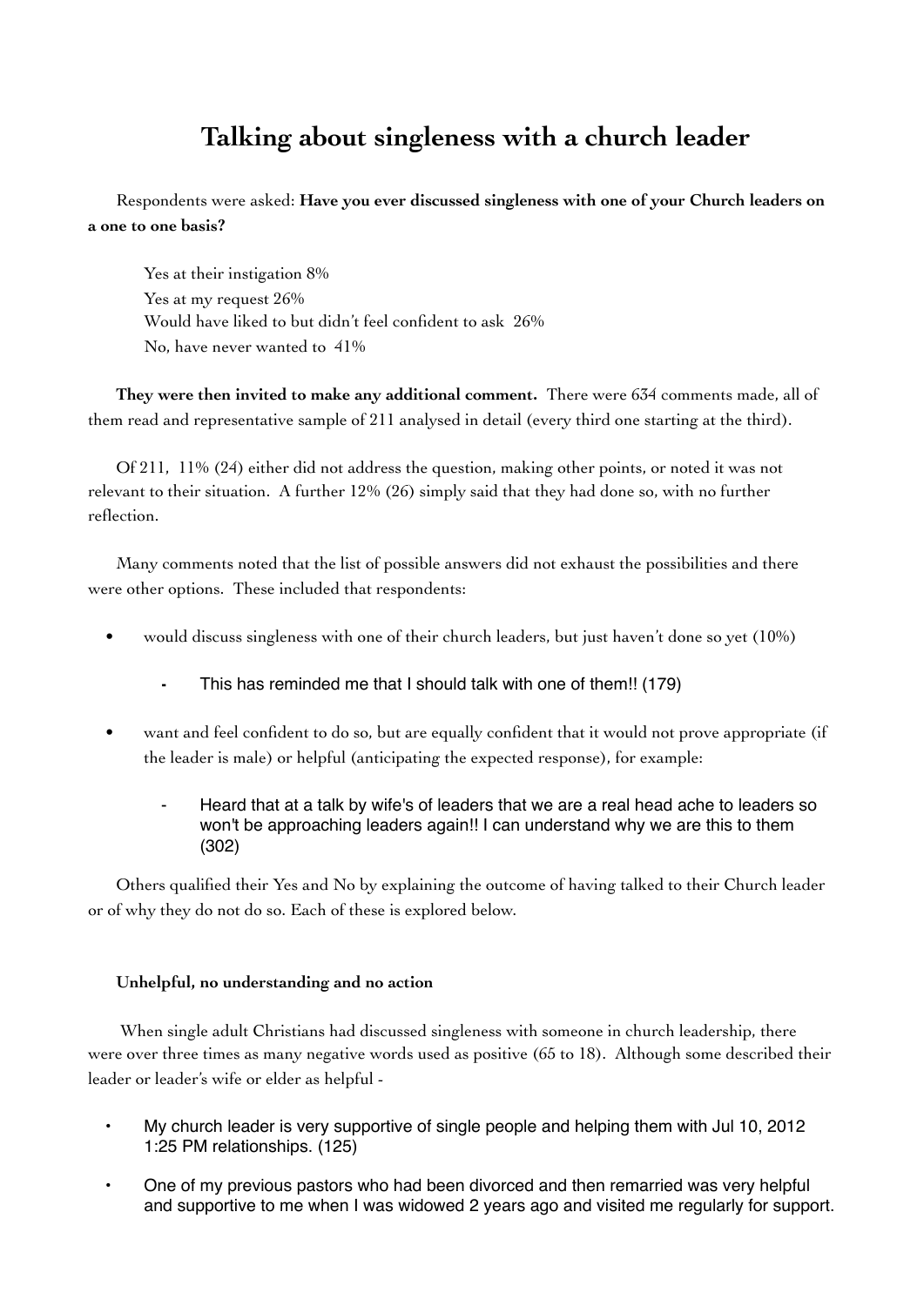# Talking about singleness with a church leader

Respondents were asked: **Have you ever discussed singleness with one of your Church leaders on a one to one basis?**

Yes at their instigation 8%
Yes at my request 26%
Would have liked to but didn't feel confident to ask 26%
No, have never wanted to 41%

**They were then invited to make any additional comment.** There were 634 comments made, all of them read and representative sample of 211 analysed in detail (every third one starting at the third).

Of 211, 11% (24) either did not address the question, making other points, or noted it was not relevant to their situation. A further 12% (26) simply said that they had done so, with no further reflection.

Many comments noted that the list of possible answers did not exhaust the possibilities and there were other options. These included that respondents:

- would discuss singleness with one of their church leaders, but just haven't done so yet (10%)
    - This has reminded me that I should talk with one of them!! (179)
- want and feel confident to do so, but are equally confident that it would not prove appropriate (if the leader is male) or helpful (anticipating the expected response), for example:
    - Heard that at a talk by wife's of leaders that we are a real head ache to leaders so won't be approaching leaders again!! I can understand why we are this to them (302)

Others qualified their Yes and No by explaining the outcome of having talked to their Church leader or of why they do not do so. Each of these is explored below.

### Unhelpful, no understanding and no action

When single adult Christians had discussed singleness with someone in church leadership, there were over three times as many negative words used as positive (65 to 18). Although some described their leader or leader's wife or elder as helpful -

- My church leader is very supportive of single people and helping them with Jul 10, 2012 1:25 PM relationships. (125)
- One of my previous pastors who had been divorced and then remarried was very helpful and supportive to me when I was widowed 2 years ago and visited me regularly for support.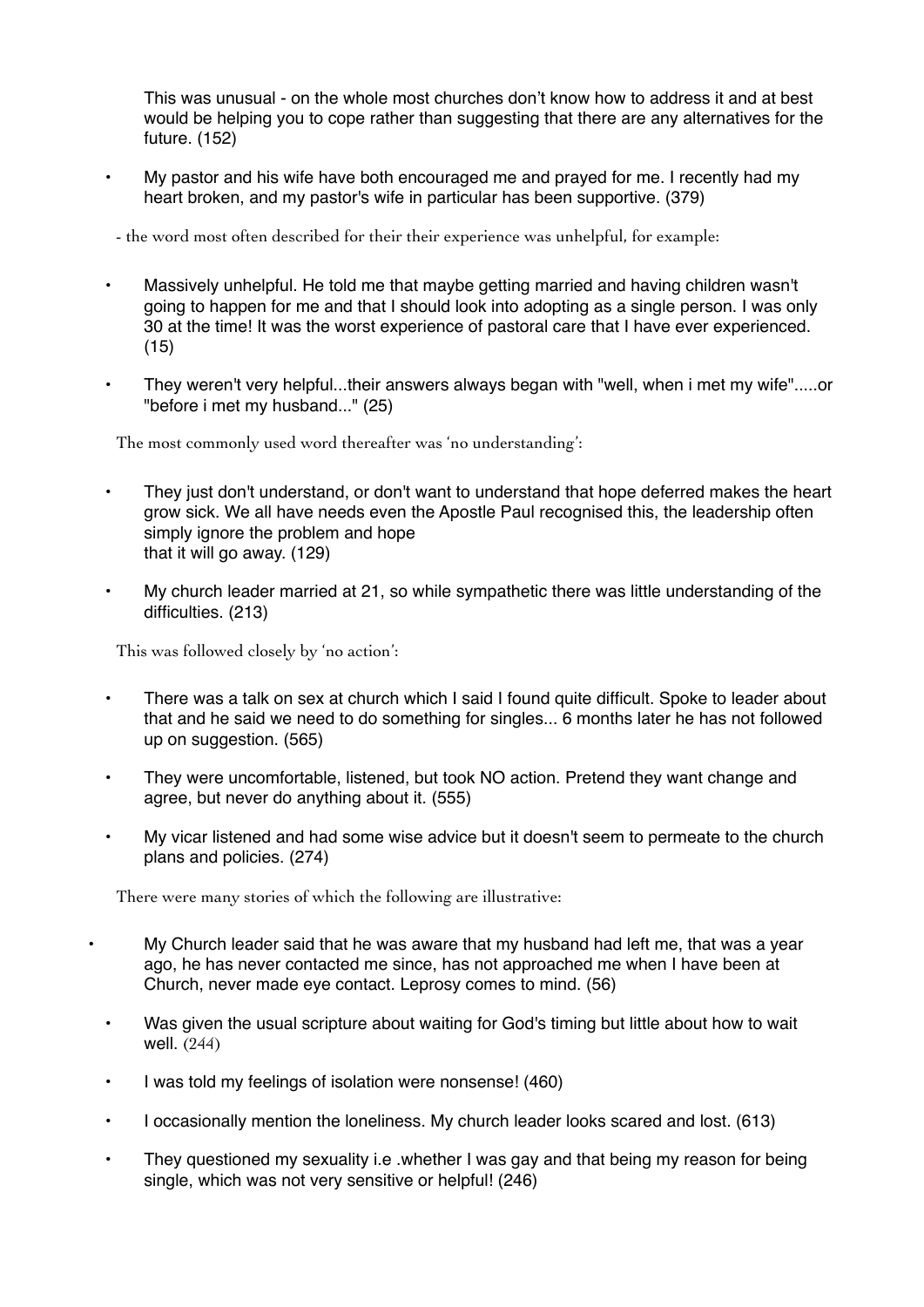This was unusual - on the whole most churches don't know how to address it and at best would be helping you to cope rather than suggesting that there are any alternatives for the future. (152)

- My pastor and his wife have both encouraged me and prayed for me. I recently had my heart broken, and my pastor's wife in particular has been supportive. (379)

- the word most often described for their their experience was unhelpful, for example:

- Massively unhelpful. He told me that maybe getting married and having children wasn't going to happen for me and that I should look into adopting as a single person. I was only 30 at the time! It was the worst experience of pastoral care that I have ever experienced. (15)
- They weren't very helpful...their answers always began with "well, when i met my wife".....or "before i met my husband..." (25)

The most commonly used word thereafter was 'no understanding':

- They just don't understand, or don't want to understand that hope deferred makes the heart grow sick. We all have needs even the Apostle Paul recognised this, the leadership often simply ignore the problem and hope that it will go away. (129)
- My church leader married at 21, so while sympathetic there was little understanding of the difficulties. (213)

This was followed closely by 'no action':

- There was a talk on sex at church which I said I found quite difficult. Spoke to leader about that and he said we need to do something for singles... 6 months later he has not followed up on suggestion. (565)
- They were uncomfortable, listened, but took NO action. Pretend they want change and agree, but never do anything about it. (555)
- My vicar listened and had some wise advice but it doesn't seem to permeate to the church plans and policies. (274)

There were many stories of which the following are illustrative:

- My Church leader said that he was aware that my husband had left me, that was a year ago, he has never contacted me since, has not approached me when I have been at Church, never made eye contact. Leprosy comes to mind. (56)
- Was given the usual scripture about waiting for God's timing but little about how to wait well. (244)
- I was told my feelings of isolation were nonsense! (460)
- I occasionally mention the loneliness. My church leader looks scared and lost. (613)
- They questioned my sexuality i.e .whether I was gay and that being my reason for being single, which was not very sensitive or helpful! (246)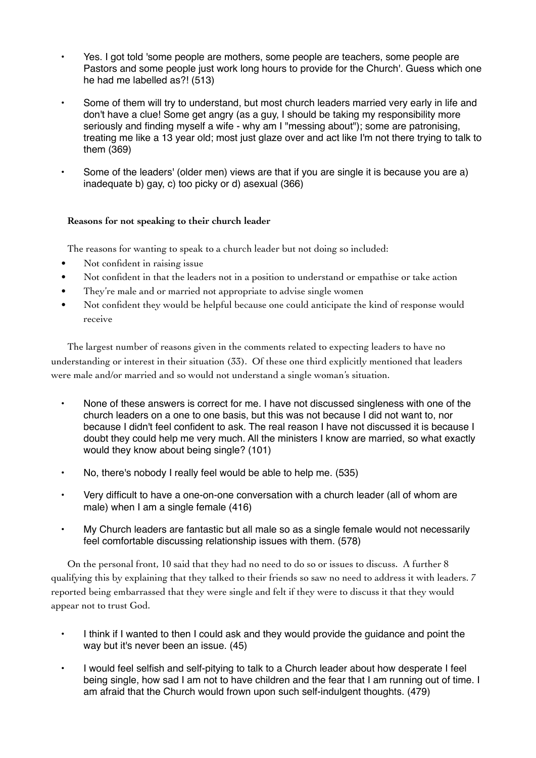- Yes. I got told 'some people are mothers, some people are teachers, some people are Pastors and some people just work long hours to provide for the Church'. Guess which one he had me labelled as?! (513)

- Some of them will try to understand, but most church leaders married very early in life and don't have a clue! Some get angry (as a guy, I should be taking my responsibility more seriously and finding myself a wife - why am I "messing about"); some are patronising, treating me like a 13 year old; most just glaze over and act like I'm not there trying to talk to them (369)

- Some of the leaders' (older men) views are that if you are single it is because you are a) inadequate b) gay, c) too picky or d) asexual (366)

**Reasons for not speaking to their church leader**

The reasons for wanting to speak to a church leader but not doing so included:

- Not confident in raising issue
- Not confident in that the leaders not in a position to understand or empathise or take action
- They're male and or married not appropriate to advise single women
- Not confident they would be helpful because one could anticipate the kind of response would receive

The largest number of reasons given in the comments related to expecting leaders to have no understanding or interest in their situation (33). Of these one third explicitly mentioned that leaders were male and/or married and so would not understand a single woman's situation.

- None of these answers is correct for me. I have not discussed singleness with one of the church leaders on a one to one basis, but this was not because I did not want to, nor because I didn't feel confident to ask. The real reason I have not discussed it is because I doubt they could help me very much. All the ministers I know are married, so what exactly would they know about being single? (101)

- No, there's nobody I really feel would be able to help me. (535)

- Very difficult to have a one-on-one conversation with a church leader (all of whom are male) when I am a single female (416)

- My Church leaders are fantastic but all male so as a single female would not necessarily feel comfortable discussing relationship issues with them. (578)

On the personal front, 10 said that they had no need to do so or issues to discuss. A further 8 qualifying this by explaining that they talked to their friends so saw no need to address it with leaders. 7 reported being embarrassed that they were single and felt if they were to discuss it that they would appear not to trust God.

- I think if I wanted to then I could ask and they would provide the guidance and point the way but it's never been an issue. (45)

- I would feel selfish and self-pitying to talk to a Church leader about how desperate I feel being single, how sad I am not to have children and the fear that I am running out of time. I am afraid that the Church would frown upon such self-indulgent thoughts. (479)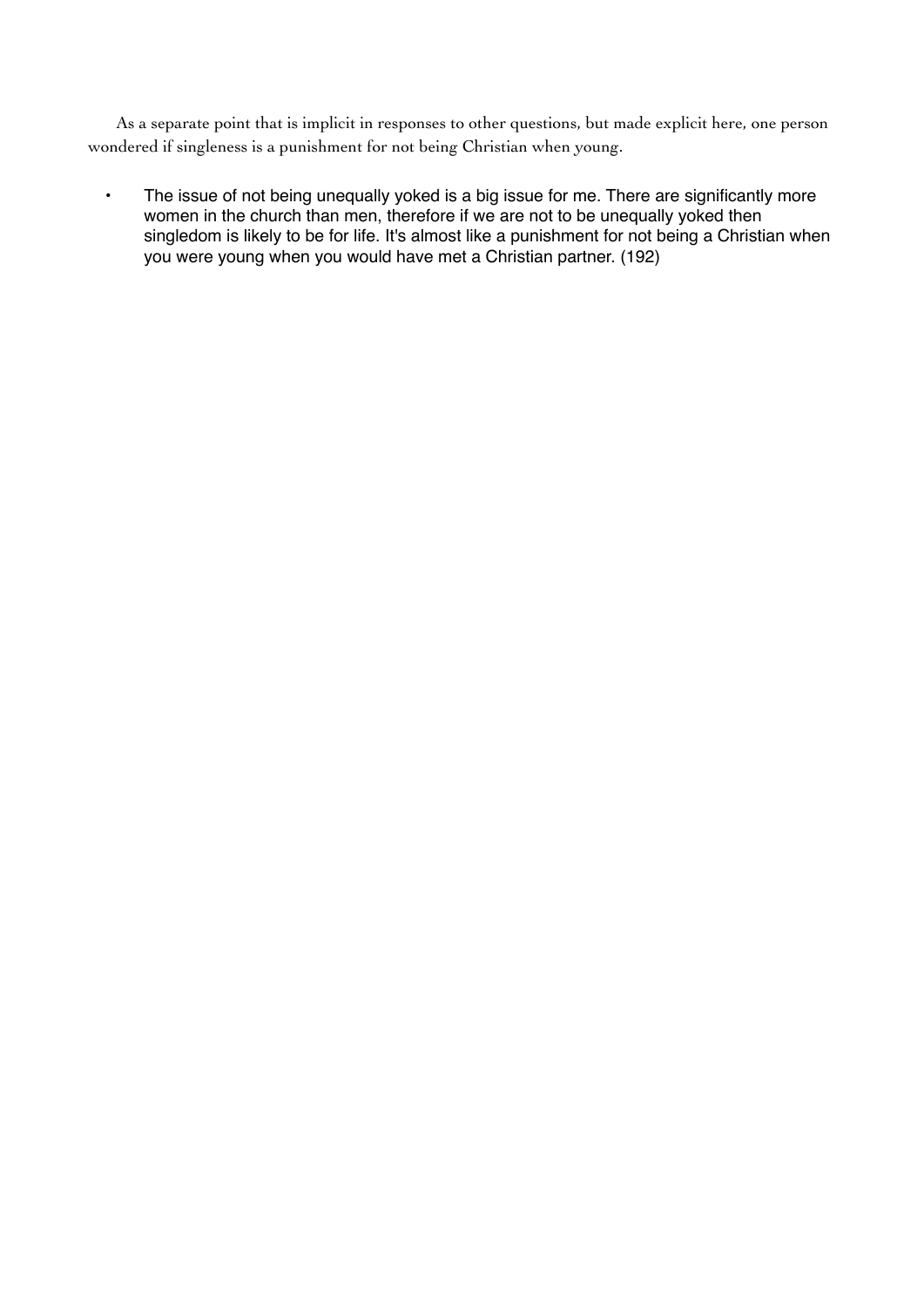As a separate point that is implicit in responses to other questions, but made explicit here, one person wondered if singleness is a punishment for not being Christian when young.

- The issue of not being unequally yoked is a big issue for me. There are significantly more women in the church than men, therefore if we are not to be unequally yoked then singledom is likely to be for life. It's almost like a punishment for not being a Christian when you were young when you would have met a Christian partner. (192)